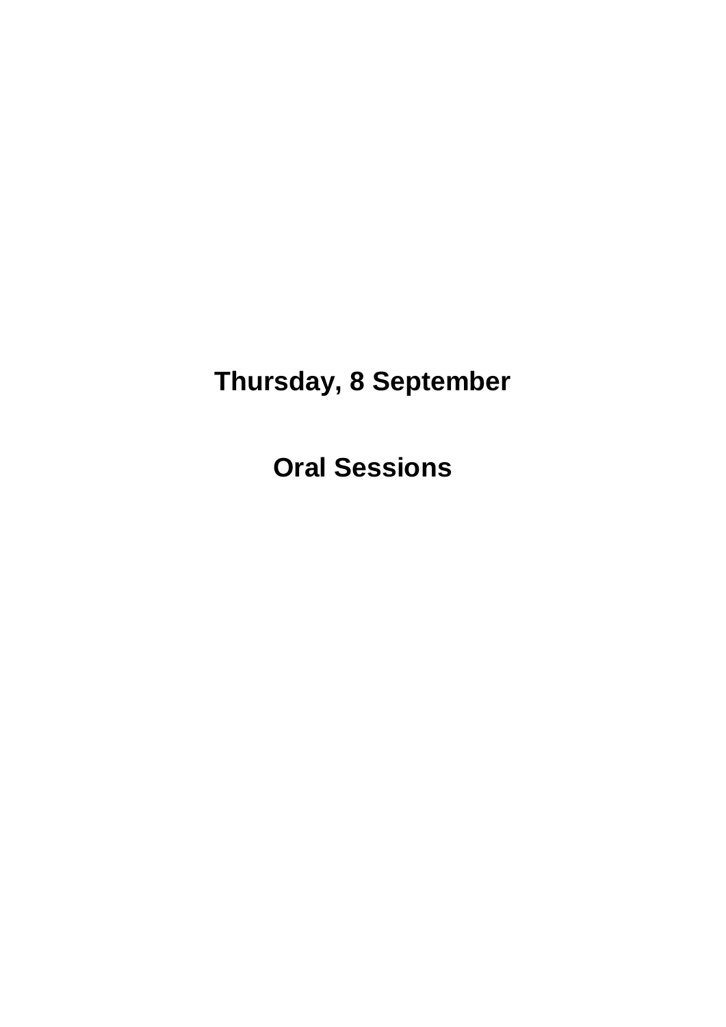# Thursday, 8 September

# Oral Sessions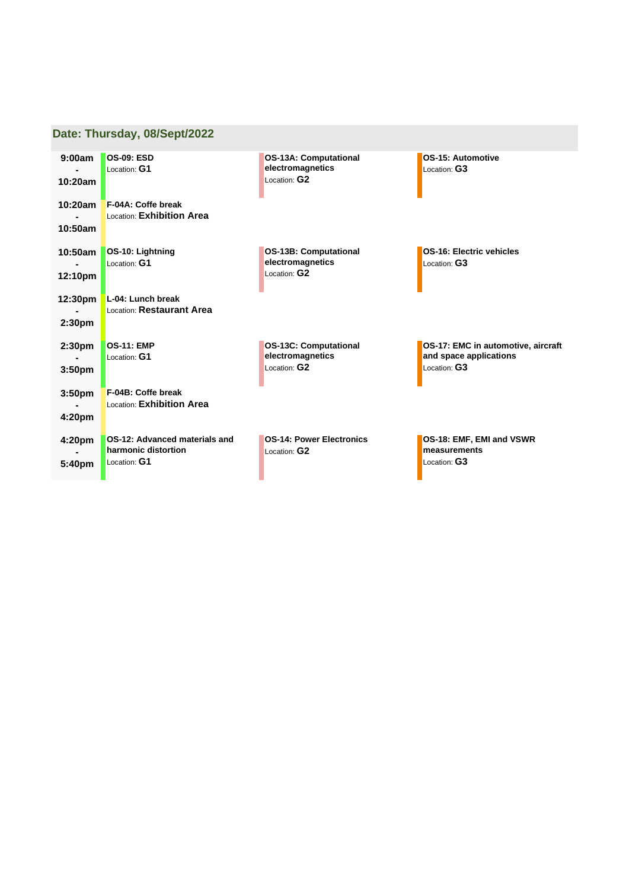## Date: Thursday, 08/Sept/2022

| Time | | | |
|---|---|---|---|
| 9:00am - 10:20am | **OS-09: ESD**<br>Location: **G1** | **OS-13A: Computational electromagnetics**<br>Location: **G2** | **OS-15: Automotive**<br>Location: **G3** |
| 10:20am - 10:50am | **F-04A: Coffe break**<br>Location: **Exhibition Area** | | |
| 10:50am - 12:10pm | **OS-10: Lightning**<br>Location: **G1** | **OS-13B: Computational electromagnetics**<br>Location: **G2** | **OS-16: Electric vehicles**<br>Location: **G3** |
| 12:30pm - 2:30pm | **L-04: Lunch break**<br>Location: **Restaurant Area** | | |
| 2:30pm - 3:50pm | **OS-11: EMP**<br>Location: **G1** | **OS-13C: Computational electromagnetics**<br>Location: **G2** | **OS-17: EMC in automotive, aircraft and space applications**<br>Location: **G3** |
| 3:50pm - 4:20pm | **F-04B: Coffe break**<br>Location: **Exhibition Area** | | |
| 4:20pm - 5:40pm | **OS-12: Advanced materials and harmonic distortion**<br>Location: **G1** | **OS-14: Power Electronics**<br>Location: **G2** | **OS-18: EMF, EMI and VSWR measurements**<br>Location: **G3** |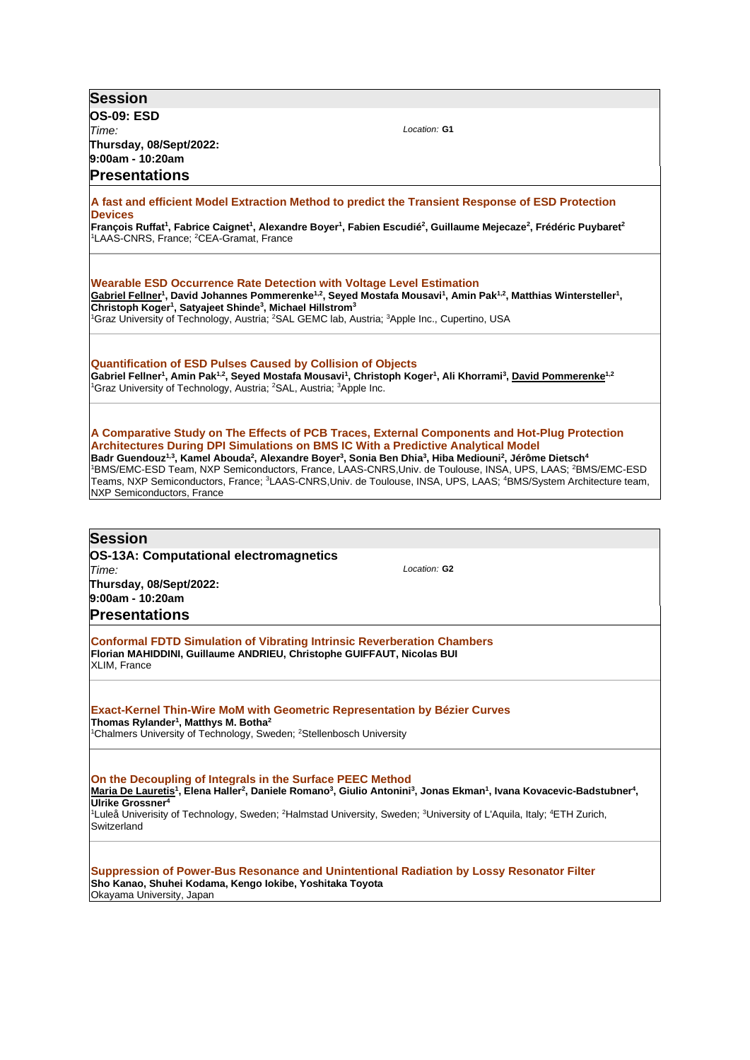## Session

**OS-09: ESD**

*Time:* **Thursday, 08/Sept/2022: 9:00am - 10:20am**

*Location:* **G1**

### Presentations

**A fast and efficient Model Extraction Method to predict the Transient Response of ESD Protection Devices**

**François Ruffat[1], Fabrice Caignet[1], Alexandre Boyer[1], Fabien Escudié[2], Guillaume Mejecaze[2], Frédéric Puybaret[2]**

[1]LAAS-CNRS, France; [2]CEA-Gramat, France

**Wearable ESD Occurrence Rate Detection with Voltage Level Estimation**

**Gabriel Fellner[1], David Johannes Pommerenke[1,2], Seyed Mostafa Mousavi[1], Amin Pak[1,2], Matthias Wintersteller[1], Christoph Koger[1], Satyajeet Shinde[3], Michael Hillstrom[3]**

[1]Graz University of Technology, Austria; [2]SAL GEMC lab, Austria; [3]Apple Inc., Cupertino, USA

**Quantification of ESD Pulses Caused by Collision of Objects**

**Gabriel Fellner[1], Amin Pak[1,2], Seyed Mostafa Mousavi[1], Christoph Koger[1], Ali Khorrami[3], David Pommerenke[1,2]**

[1]Graz University of Technology, Austria; [2]SAL, Austria; [3]Apple Inc.

**A Comparative Study on The Effects of PCB Traces, External Components and Hot-Plug Protection Architectures During DPI Simulations on BMS IC With a Predictive Analytical Model**

**Badr Guendouz[1,3], Kamel Abouda[2], Alexandre Boyer[3], Sonia Ben Dhia[3], Hiba Mediouni[2], Jérôme Dietsch[4]**

[1]BMS/EMC-ESD Team, NXP Semiconductors, France, LAAS-CNRS,Univ. de Toulouse, INSA, UPS, LAAS; [2]BMS/EMC-ESD Teams, NXP Semiconductors, France; [3]LAAS-CNRS,Univ. de Toulouse, INSA, UPS, LAAS; [4]BMS/System Architecture team, NXP Semiconductors, France

## Session

**OS-13A: Computational electromagnetics**

*Time:* **Thursday, 08/Sept/2022: 9:00am - 10:20am**

*Location:* **G2**

### Presentations

**Conformal FDTD Simulation of Vibrating Intrinsic Reverberation Chambers**

**Florian MAHIDDINI, Guillaume ANDRIEU, Christophe GUIFFAUT, Nicolas BUI**

XLIM, France

**Exact-Kernel Thin-Wire MoM with Geometric Representation by Bézier Curves**

**Thomas Rylander[1], Matthys M. Botha[2]**

[1]Chalmers University of Technology, Sweden; [2]Stellenbosch University

**On the Decoupling of Integrals in the Surface PEEC Method**

**Maria De Lauretis[1], Elena Haller[2], Daniele Romano[3], Giulio Antonini[3], Jonas Ekman[1], Ivana Kovacevic-Badstubner[4], Ulrike Grossner[4]**

[1]Luleå Univerisity of Technology, Sweden; [2]Halmstad University, Sweden; [3]University of L'Aquila, Italy; [4]ETH Zurich, Switzerland

**Suppression of Power-Bus Resonance and Unintentional Radiation by Lossy Resonator Filter**

**Sho Kanao, Shuhei Kodama, Kengo Iokibe, Yoshitaka Toyota**

Okayama University, Japan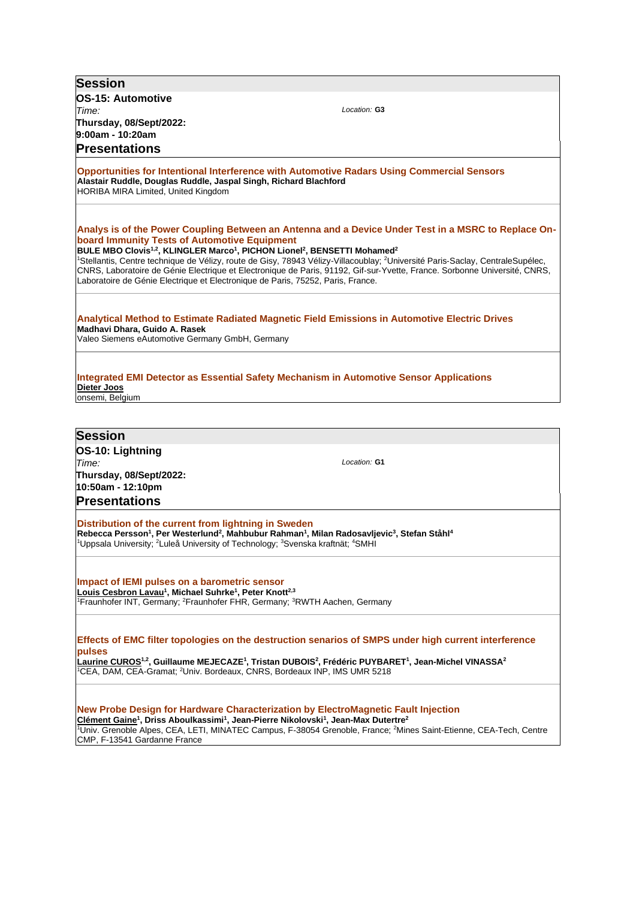## Session

**OS-15: Automotive**

*Time:* **Thursday, 08/Sept/2022: 9:00am - 10:20am**

*Location:* **G3**

### Presentations

**Opportunities for Intentional Interference with Automotive Radars Using Commercial Sensors**

**Alastair Ruddle, Douglas Ruddle, Jaspal Singh, Richard Blachford**

HORIBA MIRA Limited, United Kingdom

**Analys is of the Power Coupling Between an Antenna and a Device Under Test in a MSRC to Replace On-board Immunity Tests of Automotive Equipment**

**BULE MBO Clovis[1,2], KLINGLER Marco[1], PICHON Lionel[2], BENSETTI Mohamed[2]**

[1]Stellantis, Centre technique de Vélizy, route de Gisy, 78943 Vélizy-Villacoublay; [2]Université Paris-Saclay, CentraleSupélec, CNRS, Laboratoire de Génie Electrique et Electronique de Paris, 91192, Gif-sur-Yvette, France. Sorbonne Université, CNRS, Laboratoire de Génie Electrique et Electronique de Paris, 75252, Paris, France.

**Analytical Method to Estimate Radiated Magnetic Field Emissions in Automotive Electric Drives**

**Madhavi Dhara, Guido A. Rasek**

Valeo Siemens eAutomotive Germany GmbH, Germany

**Integrated EMI Detector as Essential Safety Mechanism in Automotive Sensor Applications**

**Dieter Joos**

onsemi, Belgium

## Session

**OS-10: Lightning**

*Time:* **Thursday, 08/Sept/2022: 10:50am - 12:10pm**

*Location:* **G1**

### Presentations

**Distribution of the current from lightning in Sweden**

**Rebecca Persson[1], Per Westerlund[2], Mahbubur Rahman[1], Milan Radosavljevic[3], Stefan Ståhl[4]**

[1]Uppsala University; [2]Luleå University of Technology; [3]Svenska kraftnät; [4]SMHI

**Impact of IEMI pulses on a barometric sensor**

**Louis Cesbron Lavau[1], Michael Suhrke[1], Peter Knott[2,3]**

[1]Fraunhofer INT, Germany; [2]Fraunhofer FHR, Germany; [3]RWTH Aachen, Germany

**Effects of EMC filter topologies on the destruction senarios of SMPS under high current interference pulses**

**Laurine CUROS[1,2], Guillaume MEJECAZE[1], Tristan DUBOIS[2], Frédéric PUYBARET[1], Jean-Michel VINASSA[2]**

[1]CEA, DAM, CEA-Gramat; [2]Univ. Bordeaux, CNRS, Bordeaux INP, IMS UMR 5218

**New Probe Design for Hardware Characterization by ElectroMagnetic Fault Injection**

**Clément Gaine[1], Driss Aboulkassimi[1], Jean-Pierre Nikolovski[1], Jean-Max Dutertre[2]**

[1]Univ. Grenoble Alpes, CEA, LETI, MINATEC Campus, F-38054 Grenoble, France; [2]Mines Saint-Etienne, CEA-Tech, Centre CMP, F-13541 Gardanne France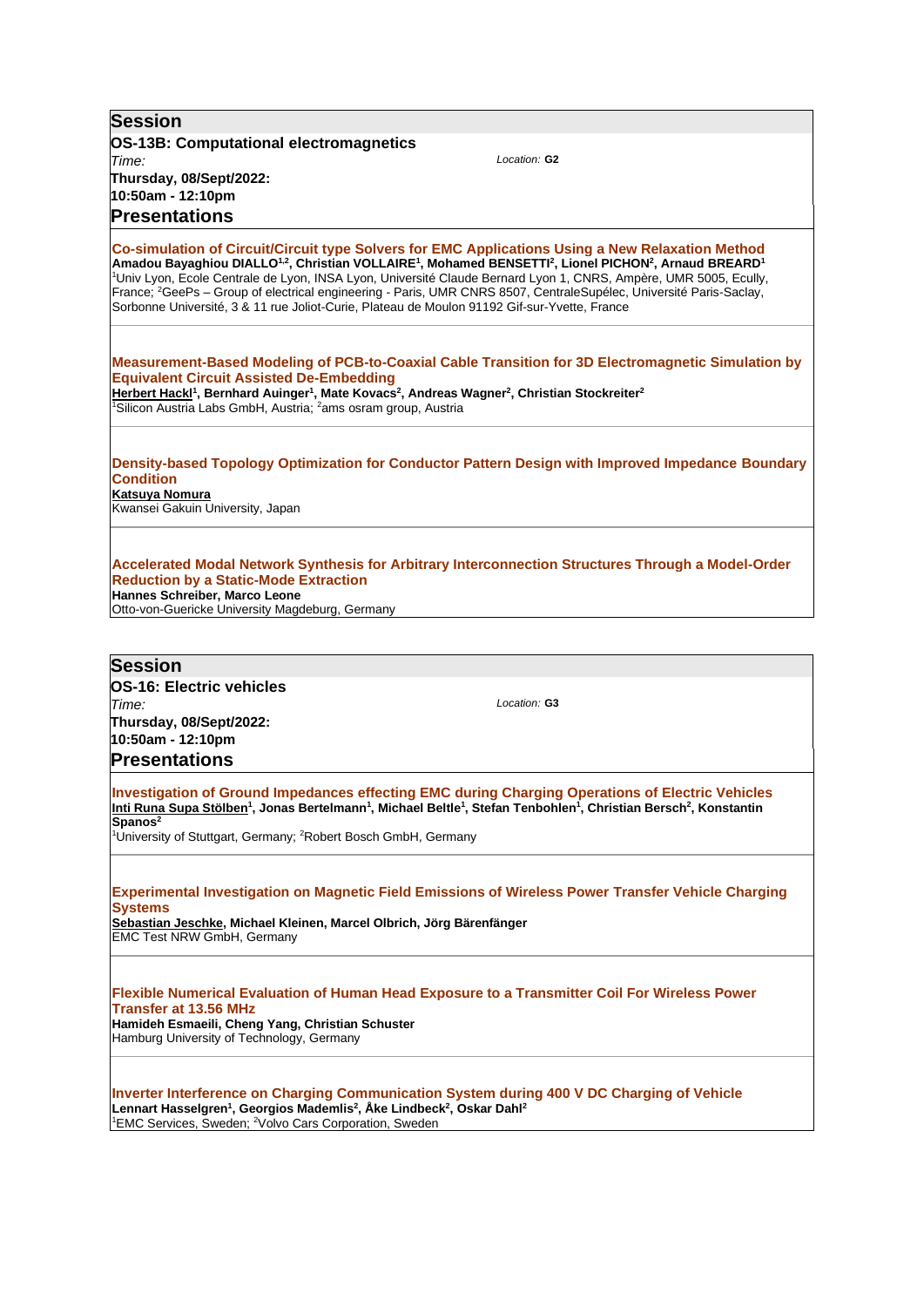## Session

**OS-13B: Computational electromagnetics**

*Time:* **Thursday, 08/Sept/2022: 10:50am - 12:10pm**

*Location:* **G2**

## Presentations

**Co-simulation of Circuit/Circuit type Solvers for EMC Applications Using a New Relaxation Method**

**Amadou Bayaghiou DIALLO[1,2], Christian VOLLAIRE[1], Mohamed BENSETTI[2], Lionel PICHON[2], Arnaud BREARD[1]**

[1]Univ Lyon, Ecole Centrale de Lyon, INSA Lyon, Université Claude Bernard Lyon 1, CNRS, Ampère, UMR 5005, Ecully, France; [2]GeePs – Group of electrical engineering - Paris, UMR CNRS 8507, CentraleSupélec, Université Paris-Saclay, Sorbonne Université, 3 & 11 rue Joliot-Curie, Plateau de Moulon 91192 Gif-sur-Yvette, France

**Measurement-Based Modeling of PCB-to-Coaxial Cable Transition for 3D Electromagnetic Simulation by Equivalent Circuit Assisted De-Embedding**

**Herbert Hackl[1], Bernhard Auinger[1], Mate Kovacs[2], Andreas Wagner[2], Christian Stockreiter[2]**

[1]Silicon Austria Labs GmbH, Austria; [2]ams osram group, Austria

**Density-based Topology Optimization for Conductor Pattern Design with Improved Impedance Boundary Condition**

**Katsuya Nomura**

Kwansei Gakuin University, Japan

**Accelerated Modal Network Synthesis for Arbitrary Interconnection Structures Through a Model-Order Reduction by a Static-Mode Extraction**

**Hannes Schreiber, Marco Leone**

Otto-von-Guericke University Magdeburg, Germany

## Session

**OS-16: Electric vehicles**

*Time:* **Thursday, 08/Sept/2022: 10:50am - 12:10pm**

*Location:* **G3**

## Presentations

**Investigation of Ground Impedances effecting EMC during Charging Operations of Electric Vehicles**

**Inti Runa Supa Stölben[1], Jonas Bertelmann[1], Michael Beltle[1], Stefan Tenbohlen[1], Christian Bersch[2], Konstantin Spanos[2]**

[1]University of Stuttgart, Germany; [2]Robert Bosch GmbH, Germany

**Experimental Investigation on Magnetic Field Emissions of Wireless Power Transfer Vehicle Charging Systems**

**Sebastian Jeschke, Michael Kleinen, Marcel Olbrich, Jörg Bärenfänger**

EMC Test NRW GmbH, Germany

**Flexible Numerical Evaluation of Human Head Exposure to a Transmitter Coil For Wireless Power Transfer at 13.56 MHz**

**Hamideh Esmaeili, Cheng Yang, Christian Schuster**

Hamburg University of Technology, Germany

**Inverter Interference on Charging Communication System during 400 V DC Charging of Vehicle**

**Lennart Hasselgren[1], Georgios Mademlis[2], Åke Lindbeck[2], Oskar Dahl[2]**

[1]EMC Services, Sweden; [2]Volvo Cars Corporation, Sweden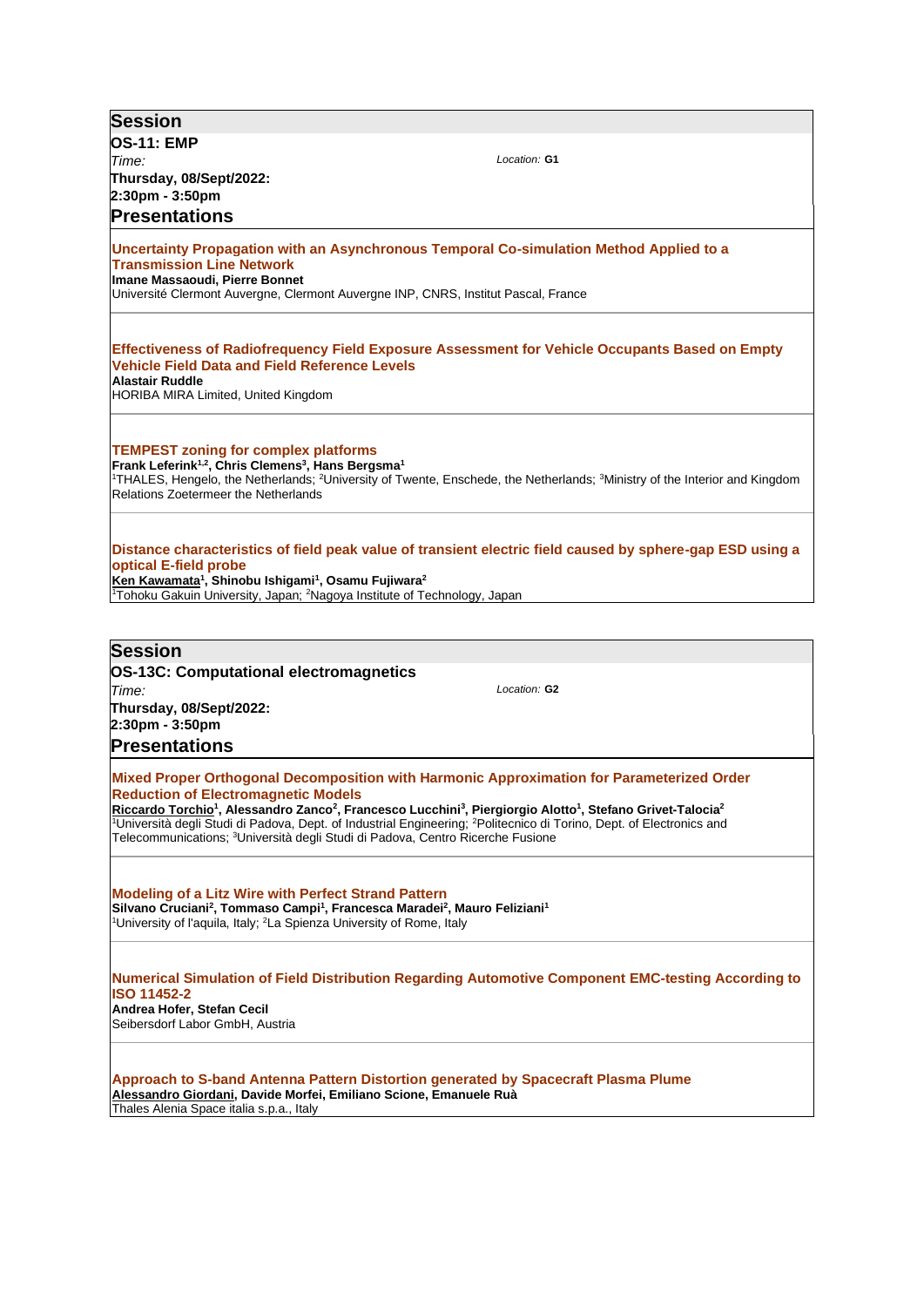## Session

**OS-11: EMP**

*Time:* **Thursday, 08/Sept/2022: 2:30pm - 3:50pm**

*Location:* **G1**

### Presentations

**Uncertainty Propagation with an Asynchronous Temporal Co-simulation Method Applied to a Transmission Line Network**

**Imane Massaoudi, Pierre Bonnet**

Université Clermont Auvergne, Clermont Auvergne INP, CNRS, Institut Pascal, France

**Effectiveness of Radiofrequency Field Exposure Assessment for Vehicle Occupants Based on Empty Vehicle Field Data and Field Reference Levels**

**Alastair Ruddle**

HORIBA MIRA Limited, United Kingdom

**TEMPEST zoning for complex platforms**

**Frank Leferink[1,2], Chris Clemens[3], Hans Bergsma[1]**

[1]THALES, Hengelo, the Netherlands; [2]University of Twente, Enschede, the Netherlands; [3]Ministry of the Interior and Kingdom Relations Zoetermeer the Netherlands

**Distance characteristics of field peak value of transient electric field caused by sphere-gap ESD using a optical E-field probe**

**Ken Kawamata[1], Shinobu Ishigami[1], Osamu Fujiwara[2]**

[1]Tohoku Gakuin University, Japan; [2]Nagoya Institute of Technology, Japan

## Session

**OS-13C: Computational electromagnetics**

*Time:* **Thursday, 08/Sept/2022: 2:30pm - 3:50pm**

*Location:* **G2**

### Presentations

**Mixed Proper Orthogonal Decomposition with Harmonic Approximation for Parameterized Order Reduction of Electromagnetic Models**

**Riccardo Torchio[1], Alessandro Zanco[2], Francesco Lucchini[3], Piergiorgio Alotto[1], Stefano Grivet-Talocia[2]**

[1]Università degli Studi di Padova, Dept. of Industrial Engineering; [2]Politecnico di Torino, Dept. of Electronics and Telecommunications; [3]Università degli Studi di Padova, Centro Ricerche Fusione

**Modeling of a Litz Wire with Perfect Strand Pattern**

**Silvano Cruciani[2], Tommaso Campi[1], Francesca Maradei[2], Mauro Feliziani[1]**

[1]University of l'aquila, Italy; [2]La Spienza University of Rome, Italy

**Numerical Simulation of Field Distribution Regarding Automotive Component EMC-testing According to ISO 11452-2**

**Andrea Hofer, Stefan Cecil**

Seibersdorf Labor GmbH, Austria

**Approach to S-band Antenna Pattern Distortion generated by Spacecraft Plasma Plume**

**Alessandro Giordani, Davide Morfei, Emiliano Scione, Emanuele Ruà**

Thales Alenia Space italia s.p.a., Italy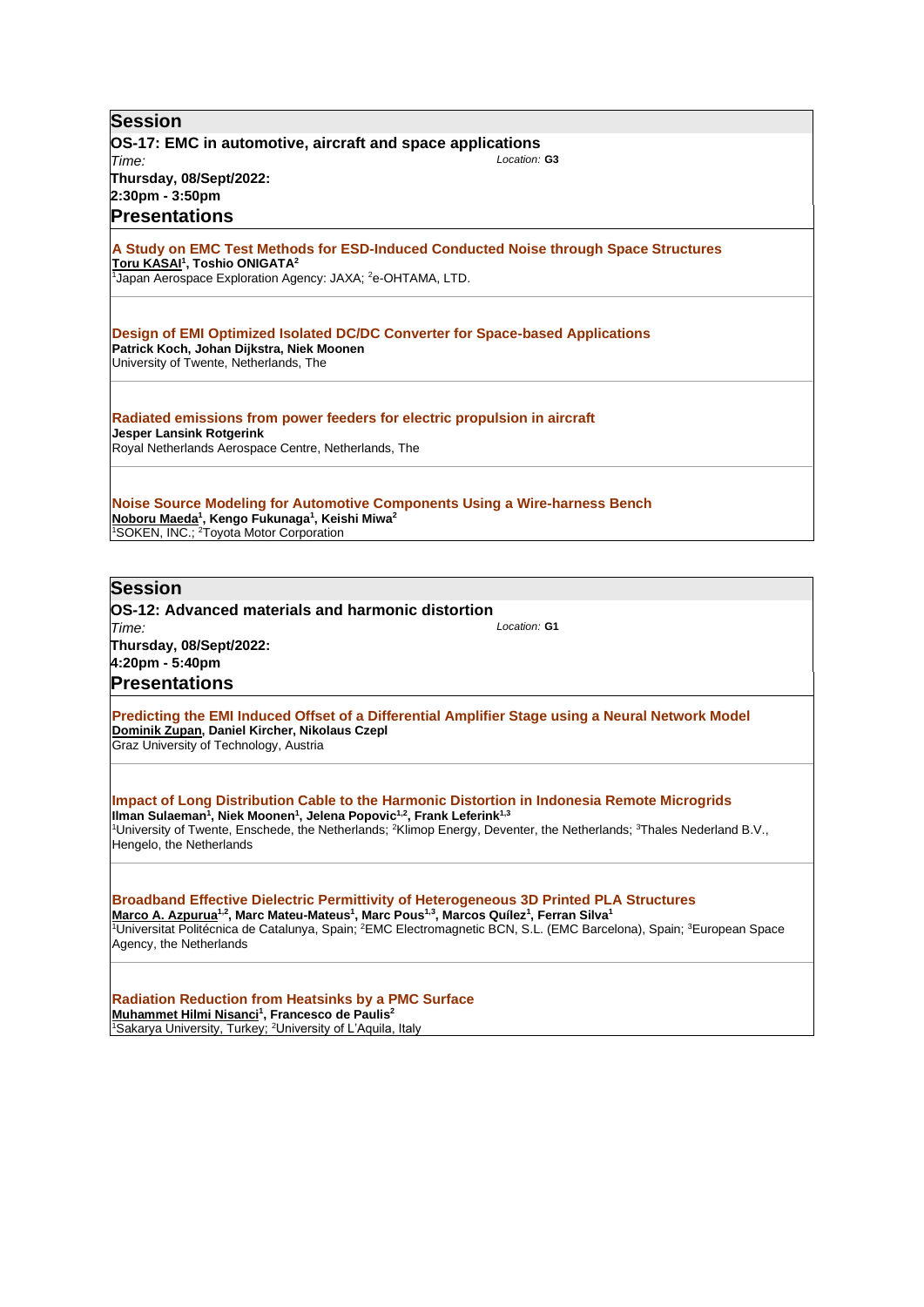## Session

**OS-17: EMC in automotive, aircraft and space applications**

*Time:* **Thursday, 08/Sept/2022: 2:30pm - 3:50pm**

*Location:* **G3**

### Presentations

**A Study on EMC Test Methods for ESD-Induced Conducted Noise through Space Structures**
**Toru KASAI[1], Toshio ONIGATA[2]**
[1]Japan Aerospace Exploration Agency: JAXA; [2]e-OHTAMA, LTD.

**Design of EMI Optimized Isolated DC/DC Converter for Space-based Applications**
**Patrick Koch, Johan Dijkstra, Niek Moonen**
University of Twente, Netherlands, The

**Radiated emissions from power feeders for electric propulsion in aircraft**
**Jesper Lansink Rotgerink**
Royal Netherlands Aerospace Centre, Netherlands, The

**Noise Source Modeling for Automotive Components Using a Wire-harness Bench**
**Noboru Maeda[1], Kengo Fukunaga[1], Keishi Miwa[2]**
[1]SOKEN, INC.; [2]Toyota Motor Corporation

## Session

**OS-12: Advanced materials and harmonic distortion**

*Time:* **Thursday, 08/Sept/2022: 4:20pm - 5:40pm**

*Location:* **G1**

### Presentations

**Predicting the EMI Induced Offset of a Differential Amplifier Stage using a Neural Network Model**
**Dominik Zupan, Daniel Kircher, Nikolaus Czepl**
Graz University of Technology, Austria

**Impact of Long Distribution Cable to the Harmonic Distortion in Indonesia Remote Microgrids**
**Ilman Sulaeman[1], Niek Moonen[1], Jelena Popovic[1,2], Frank Leferink[1,3]**
[1]University of Twente, Enschede, the Netherlands; [2]Klimop Energy, Deventer, the Netherlands; [3]Thales Nederland B.V., Hengelo, the Netherlands

**Broadband Effective Dielectric Permittivity of Heterogeneous 3D Printed PLA Structures**
**Marco A. Azpurua[1,2], Marc Mateu-Mateus[1], Marc Pous[1,3], Marcos Quílez[1], Ferran Silva[1]**
[1]Universitat Politécnica de Catalunya, Spain; [2]EMC Electromagnetic BCN, S.L. (EMC Barcelona), Spain; [3]European Space Agency, the Netherlands

**Radiation Reduction from Heatsinks by a PMC Surface**
**Muhammet Hilmi Nisanci[1], Francesco de Paulis[2]**
[1]Sakarya University, Turkey; [2]University of L'Aquila, Italy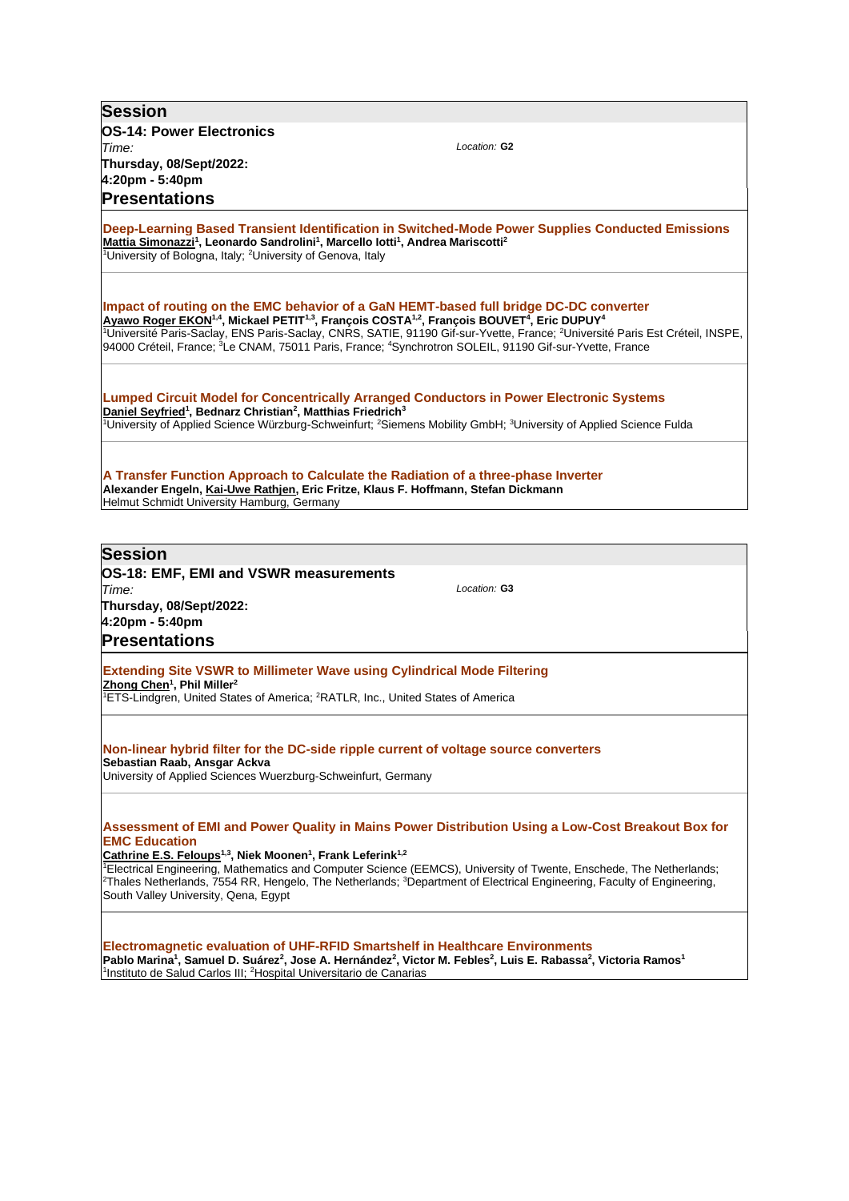## Session

**OS-14: Power Electronics**

*Time:* **Thursday, 08/Sept/2022: 4:20pm - 5:40pm**

*Location:* **G2**

### Presentations

**Deep-Learning Based Transient Identification in Switched-Mode Power Supplies Conducted Emissions**

**Mattia Simonazzi[1], Leonardo Sandrolini[1], Marcello Iotti[1], Andrea Mariscotti[2]**

[1]University of Bologna, Italy; [2]University of Genova, Italy

**Impact of routing on the EMC behavior of a GaN HEMT-based full bridge DC-DC converter**

**Ayawo Roger EKON[1,4], Mickael PETIT[1,3], François COSTA[1,2], François BOUVET[4], Eric DUPUY[4]**

[1]Université Paris-Saclay, ENS Paris-Saclay, CNRS, SATIE, 91190 Gif-sur-Yvette, France; [2]Université Paris Est Créteil, INSPE, 94000 Créteil, France; [3]Le CNAM, 75011 Paris, France; [4]Synchrotron SOLEIL, 91190 Gif-sur-Yvette, France

**Lumped Circuit Model for Concentrically Arranged Conductors in Power Electronic Systems**

**Daniel Seyfried[1], Bednarz Christian[2], Matthias Friedrich[3]**

[1]University of Applied Science Würzburg-Schweinfurt; [2]Siemens Mobility GmbH; [3]University of Applied Science Fulda

**A Transfer Function Approach to Calculate the Radiation of a three-phase Inverter**

**Alexander Engeln, Kai-Uwe Rathjen, Eric Fritze, Klaus F. Hoffmann, Stefan Dickmann**

Helmut Schmidt University Hamburg, Germany

## Session

**OS-18: EMF, EMI and VSWR measurements**

*Time:* **Thursday, 08/Sept/2022: 4:20pm - 5:40pm**

*Location:* **G3**

### Presentations

**Extending Site VSWR to Millimeter Wave using Cylindrical Mode Filtering**

**Zhong Chen[1], Phil Miller[2]**

[1]ETS-Lindgren, United States of America; [2]RATLR, Inc., United States of America

**Non-linear hybrid filter for the DC-side ripple current of voltage source converters**

**Sebastian Raab, Ansgar Ackva**

University of Applied Sciences Wuerzburg-Schweinfurt, Germany

**Assessment of EMI and Power Quality in Mains Power Distribution Using a Low-Cost Breakout Box for EMC Education**

**Cathrine E.S. Feloups[1,3], Niek Moonen[1], Frank Leferink[1,2]**

[1]Electrical Engineering, Mathematics and Computer Science (EEMCS), University of Twente, Enschede, The Netherlands; [2]Thales Netherlands, 7554 RR, Hengelo, The Netherlands; [3]Department of Electrical Engineering, Faculty of Engineering, South Valley University, Qena, Egypt

**Electromagnetic evaluation of UHF-RFID Smartshelf in Healthcare Environments**

**Pablo Marina[1], Samuel D. Suárez[2], Jose A. Hernández[2], Victor M. Febles[2], Luis E. Rabassa[2], Victoria Ramos[1]**

[1]Instituto de Salud Carlos III; [2]Hospital Universitario de Canarias